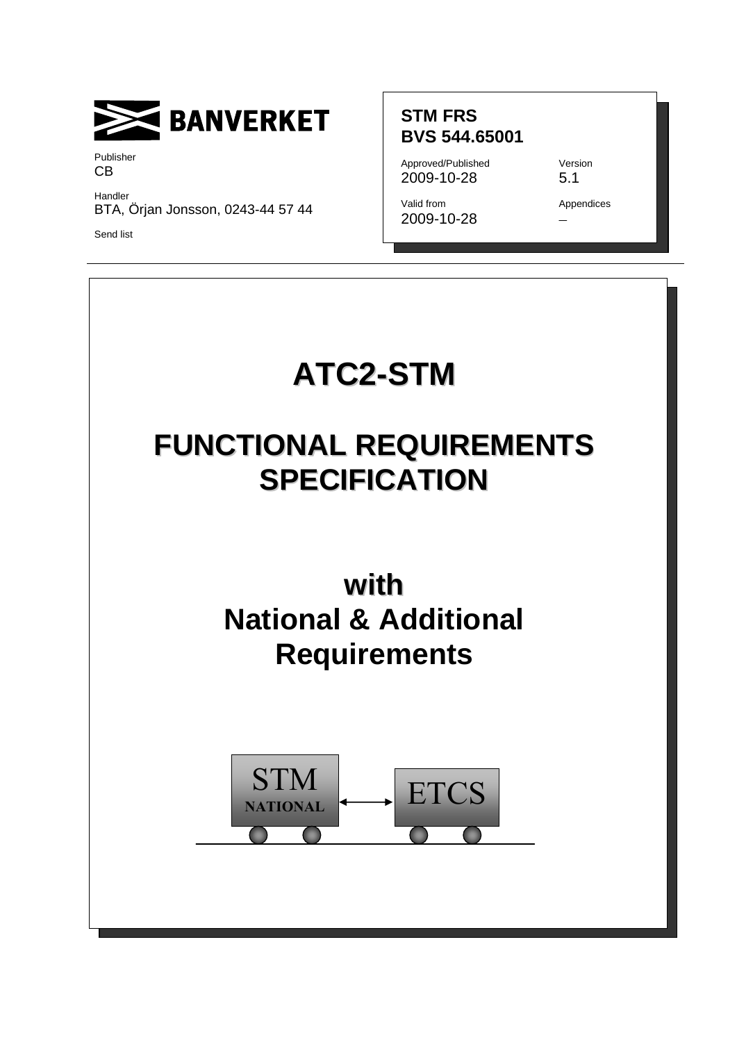BANVERKET

Publisher
CB

Handler
BTA, Örjan Jonsson, 0243-44 57 44

Send list

**STM FRS**
**BVS 544.65001**

| Approved/Published | Version |
| --- | --- |
| 2009-10-28 | 5.1 |
| **Valid from** | **Appendices** |
| 2009-10-28 | – |

# ATC2-STM

# FUNCTIONAL REQUIREMENTS SPECIFICATION

## with
## National & Additional Requirements

STM NATIONAL ↔ ETCS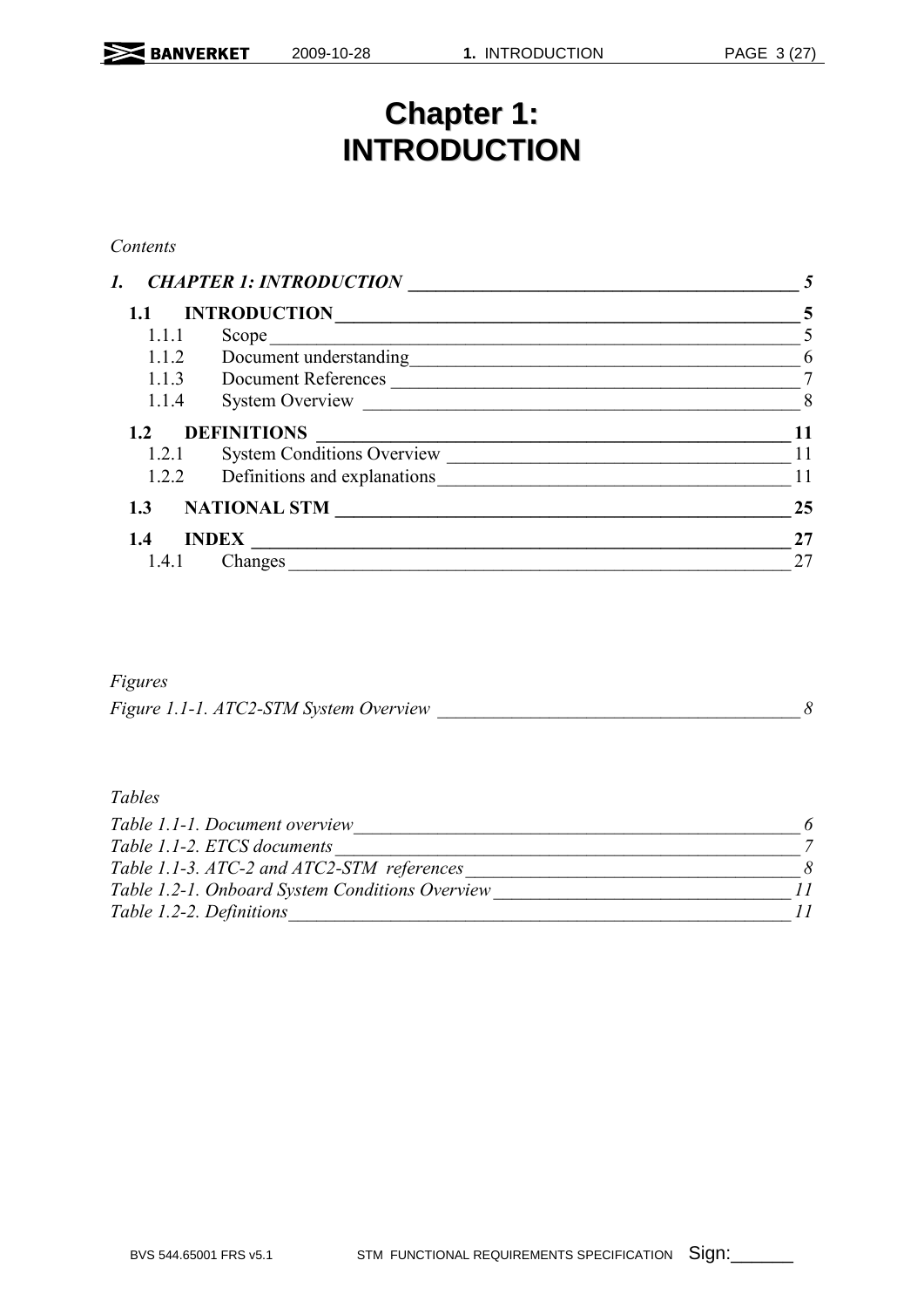# Chapter 1: INTRODUCTION

*Contents*

| | |
|---|---|
| ***1. CHAPTER 1: INTRODUCTION*** | ***5*** |
| **1.1 INTRODUCTION** | **5** |
| 1.1.1 Scope | 5 |
| 1.1.2 Document understanding | 6 |
| 1.1.3 Document References | 7 |
| 1.1.4 System Overview | 8 |
| **1.2 DEFINITIONS** | **11** |
| 1.2.1 System Conditions Overview | 11 |
| 1.2.2 Definitions and explanations | 11 |
| **1.3 NATIONAL STM** | **25** |
| **1.4 INDEX** | **27** |
| 1.4.1 Changes | 27 |

*Figures*

| | |
|---|---|
| *Figure 1.1-1. ATC2-STM System Overview* | *8* |

*Tables*

| | |
|---|---|
| *Table 1.1-1. Document overview* | *6* |
| *Table 1.1-2. ETCS documents* | *7* |
| *Table 1.1-3. ATC-2 and ATC2-STM references* | *8* |
| *Table 1.2-1. Onboard System Conditions Overview* | *11* |
| *Table 1.2-2. Definitions* | *11* |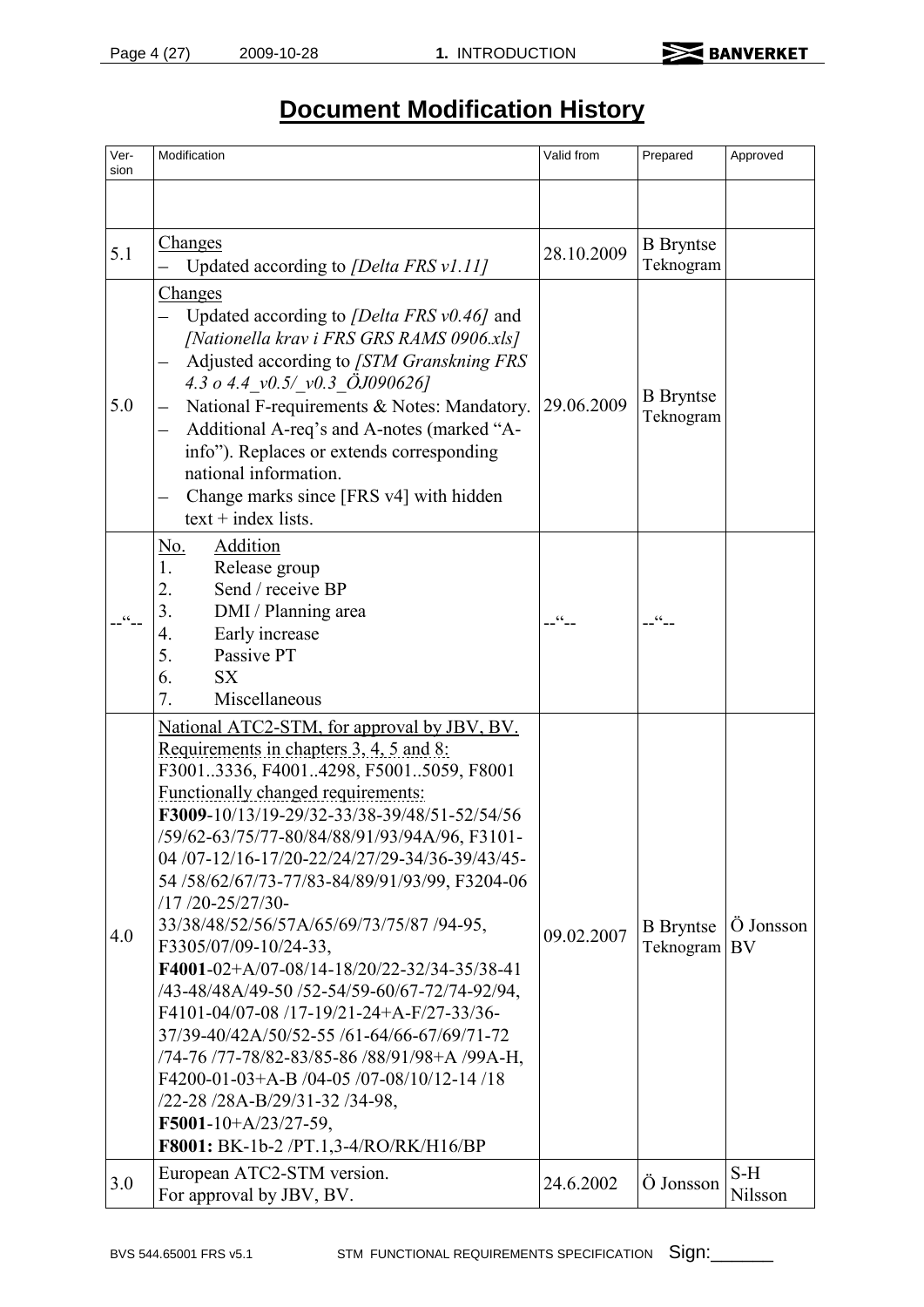# Document Modification History

| Version | Modification | Valid from | Prepared | Approved |
|---|---|---|---|---|
| | | | | |
| 5.1 | Changes<br>– Updated according to *[Delta FRS v1.11]* | 28.10.2009 | B Bryntse Teknogram | |
| 5.0 | Changes<br>– Updated according to *[Delta FRS v0.46]* and *[Nationella krav i FRS GRS RAMS 0906.xls]*<br>– Adjusted according to *[STM Granskning FRS 4.3 o 4.4_v0.5/_v0.3_ÖJ090626]*<br>– National F-requirements & Notes: Mandatory.<br>– Additional A-req's and A-notes (marked "A-info"). Replaces or extends corresponding national information.<br>– Change marks since [FRS v4] with hidden text + index lists. | 29.06.2009 | B Bryntse Teknogram | |
| --"-- | No. Addition<br>1. Release group<br>2. Send / receive BP<br>3. DMI / Planning area<br>4. Early increase<br>5. Passive PT<br>6. SX<br>7. Miscellaneous | --"-- | --"-- | |
| 4.0 | National ATC2-STM, for approval by JBV, BV.<br>Requirements in chapters 3, 4, 5 and 8:<br>F3001..3336, F4001..4298, F5001..5059, F8001<br>Functionally changed requirements:<br>**F3009**-10/13/19-29/32-33/38-39/48/51-52/54/56 /59/62-63/75/77-80/84/88/91/93/94A/96, F3101-04 /07-12/16-17/20-22/24/27/29-34/36-39/43/45-54 /58/62/67/73-77/83-84/89/91/93/99, F3204-06 /17 /20-25/27/30-33/38/48/52/56/57A/65/69/73/75/87 /94-95, F3305/07/09-10/24-33,<br>**F4001**-02+A/07-08/14-18/20/22-32/34-35/38-41 /43-48/48A/49-50 /52-54/59-60/67-72/74-92/94, F4101-04/07-08 /17-19/21-24+A-F/27-33/36-37/39-40/42A/50/52-55 /61-64/66-67/69/71-72 /74-76 /77-78/82-83/85-86 /88/91/98+A /99A-H, F4200-01-03+A-B /04-05 /07-08/10/12-14 /18 /22-28 /28A-B/29/31-32 /34-98,<br>**F5001**-10+A/23/27-59,<br>**F8001:** BK-1b-2 /PT.1,3-4/RO/RK/H16/BP | 09.02.2007 | B Bryntse Teknogram | Ö Jonsson BV |
| 3.0 | European ATC2-STM version.<br>For approval by JBV, BV. | 24.6.2002 | Ö Jonsson | S-H Nilsson |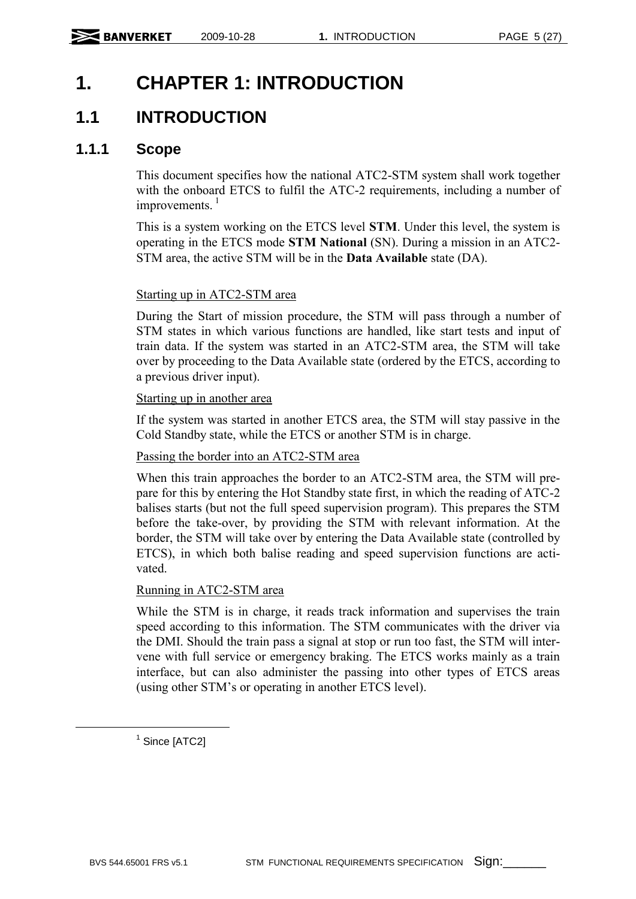# 1. CHAPTER 1: INTRODUCTION

## 1.1 INTRODUCTION

### 1.1.1 Scope

This document specifies how the national ATC2-STM system shall work together with the onboard ETCS to fulfil the ATC-2 requirements, including a number of improvements. [1]

This is a system working on the ETCS level **STM**. Under this level, the system is operating in the ETCS mode **STM National** (SN). During a mission in an ATC2-STM area, the active STM will be in the **Data Available** state (DA).

Starting up in ATC2-STM area

During the Start of mission procedure, the STM will pass through a number of STM states in which various functions are handled, like start tests and input of train data. If the system was started in an ATC2-STM area, the STM will take over by proceeding to the Data Available state (ordered by the ETCS, according to a previous driver input).

Starting up in another area

If the system was started in another ETCS area, the STM will stay passive in the Cold Standby state, while the ETCS or another STM is in charge.

Passing the border into an ATC2-STM area

When this train approaches the border to an ATC2-STM area, the STM will prepare for this by entering the Hot Standby state first, in which the reading of ATC-2 balises starts (but not the full speed supervision program). This prepares the STM before the take-over, by providing the STM with relevant information. At the border, the STM will take over by entering the Data Available state (controlled by ETCS), in which both balise reading and speed supervision functions are activated.

Running in ATC2-STM area

While the STM is in charge, it reads track information and supervises the train speed according to this information. The STM communicates with the driver via the DMI. Should the train pass a signal at stop or run too fast, the STM will intervene with full service or emergency braking. The ETCS works mainly as a train interface, but can also administer the passing into other types of ETCS areas (using other STM's or operating in another ETCS level).

[1] Since [ATC2]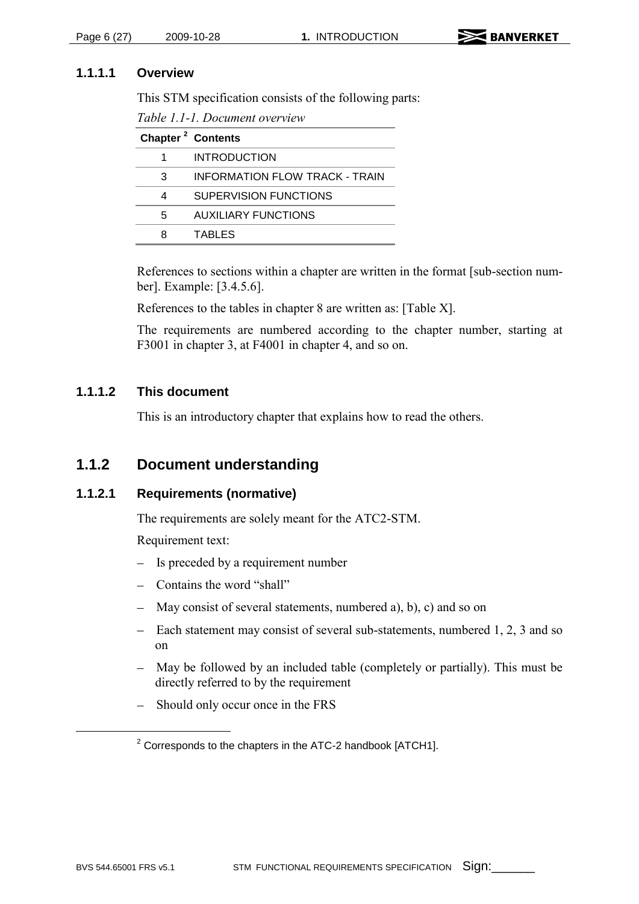#### 1.1.1.1 Overview

This STM specification consists of the following parts:

*Table 1.1-1. Document overview*

| Chapter [2] | Contents |
|---|---|
| 1 | INTRODUCTION |
| 3 | INFORMATION FLOW TRACK - TRAIN |
| 4 | SUPERVISION FUNCTIONS |
| 5 | AUXILIARY FUNCTIONS |
| 8 | TABLES |

References to sections within a chapter are written in the format [sub-section number]. Example: [3.4.5.6].

References to the tables in chapter 8 are written as: [Table X].

The requirements are numbered according to the chapter number, starting at F3001 in chapter 3, at F4001 in chapter 4, and so on.

#### 1.1.1.2 This document

This is an introductory chapter that explains how to read the others.

### 1.1.2 Document understanding

#### 1.1.2.1 Requirements (normative)

The requirements are solely meant for the ATC2-STM.

Requirement text:

- Is preceded by a requirement number
- Contains the word “shall”
- May consist of several statements, numbered a), b), c) and so on
- Each statement may consist of several sub-statements, numbered 1, 2, 3 and so on
- May be followed by an included table (completely or partially). This must be directly referred to by the requirement
- Should only occur once in the FRS

[2] Corresponds to the chapters in the ATC-2 handbook [ATCH1].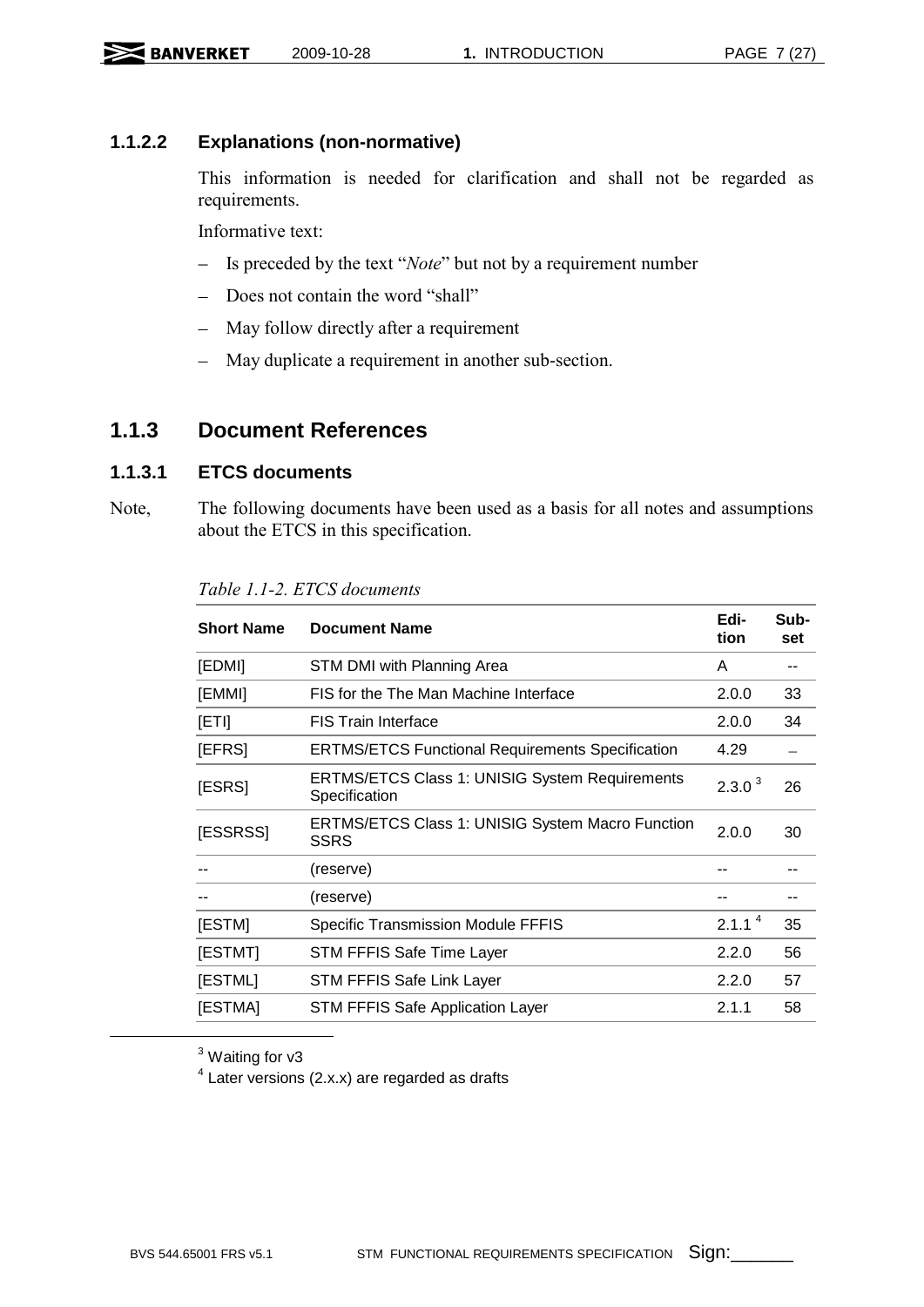#### 1.1.2.2 Explanations (non-normative)

This information is needed for clarification and shall not be regarded as requirements.

Informative text:

- Is preceded by the text "*Note*" but not by a requirement number
- Does not contain the word "shall"
- May follow directly after a requirement
- May duplicate a requirement in another sub-section.

## 1.1.3 Document References

### 1.1.3.1 ETCS documents

Note, The following documents have been used as a basis for all notes and assumptions about the ETCS in this specification.

*Table 1.1-2. ETCS documents*

| Short Name | Document Name | Edition | Subset |
|---|---|---|---|
| [EDMI] | STM DMI with Planning Area | A | -- |
| [EMMI] | FIS for the The Man Machine Interface | 2.0.0 | 33 |
| [ETI] | FIS Train Interface | 2.0.0 | 34 |
| [EFRS] | ERTMS/ETCS Functional Requirements Specification | 4.29 | – |
| [ESRS] | ERTMS/ETCS Class 1: UNISIG System Requirements Specification | 2.3.0 [3] | 26 |
| [ESSRSS] | ERTMS/ETCS Class 1: UNISIG System Macro Function SSRS | 2.0.0 | 30 |
| -- | (reserve) | -- | -- |
| -- | (reserve) | -- | -- |
| [ESTM] | Specific Transmission Module FFFIS | 2.1.1 [4] | 35 |
| [ESTMT] | STM FFFIS Safe Time Layer | 2.2.0 | 56 |
| [ESTML] | STM FFFIS Safe Link Layer | 2.2.0 | 57 |
| [ESTMA] | STM FFFIS Safe Application Layer | 2.1.1 | 58 |

[3] Waiting for v3

[4] Later versions (2.x.x) are regarded as drafts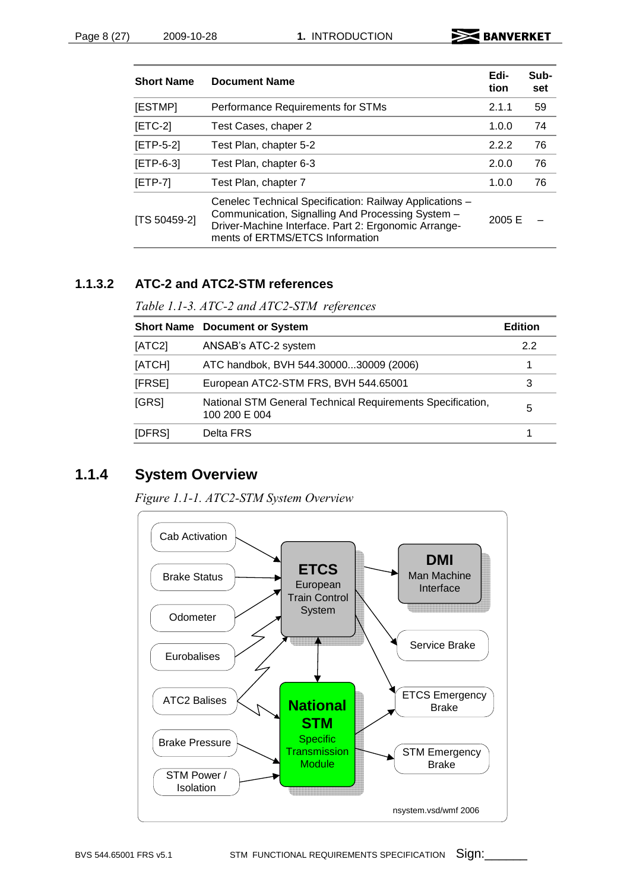| Short Name | Document Name | Edi-tion | Sub-set |
|---|---|---|---|
| [ESTMP] | Performance Requirements for STMs | 2.1.1 | 59 |
| [ETC-2] | Test Cases, chaper 2 | 1.0.0 | 74 |
| [ETP-5-2] | Test Plan, chapter 5-2 | 2.2.2 | 76 |
| [ETP-6-3] | Test Plan, chapter 6-3 | 2.0.0 | 76 |
| [ETP-7] | Test Plan, chapter 7 | 1.0.0 | 76 |
| [TS 50459-2] | Cenelec Technical Specification: Railway Applications – Communication, Signalling And Processing System – Driver-Machine Interface. Part 2: Ergonomic Arrangements of ERTMS/ETCS Information | 2005 E | – |

### 1.1.3.2 ATC-2 and ATC2-STM references

*Table 1.1-3. ATC-2 and ATC2-STM references*

| Short Name | Document or System | Edition |
|---|---|---|
| [ATC2] | ANSAB's ATC-2 system | 2.2 |
| [ATCH] | ATC handbok, BVH 544.30000...30009 (2006) | 1 |
| [FRSE] | European ATC2-STM FRS, BVH 544.65001 | 3 |
| [GRS] | National STM General Technical Requirements Specification, 100 200 E 004 | 5 |
| [DFRS] | Delta FRS | 1 |

## 1.1.4 System Overview

*Figure 1.1-1. ATC2-STM System Overview*

Cab Activation

Brake Status

Odometer

Eurobalises

ATC2 Balises

Brake Pressure

STM Power / Isolation

**ETCS** European Train Control System

**DMI** Man Machine Interface

Service Brake

ETCS Emergency Brake

STM Emergency Brake

**National STM** Specific Transmission Module

nsystem.vsd/wmf 2006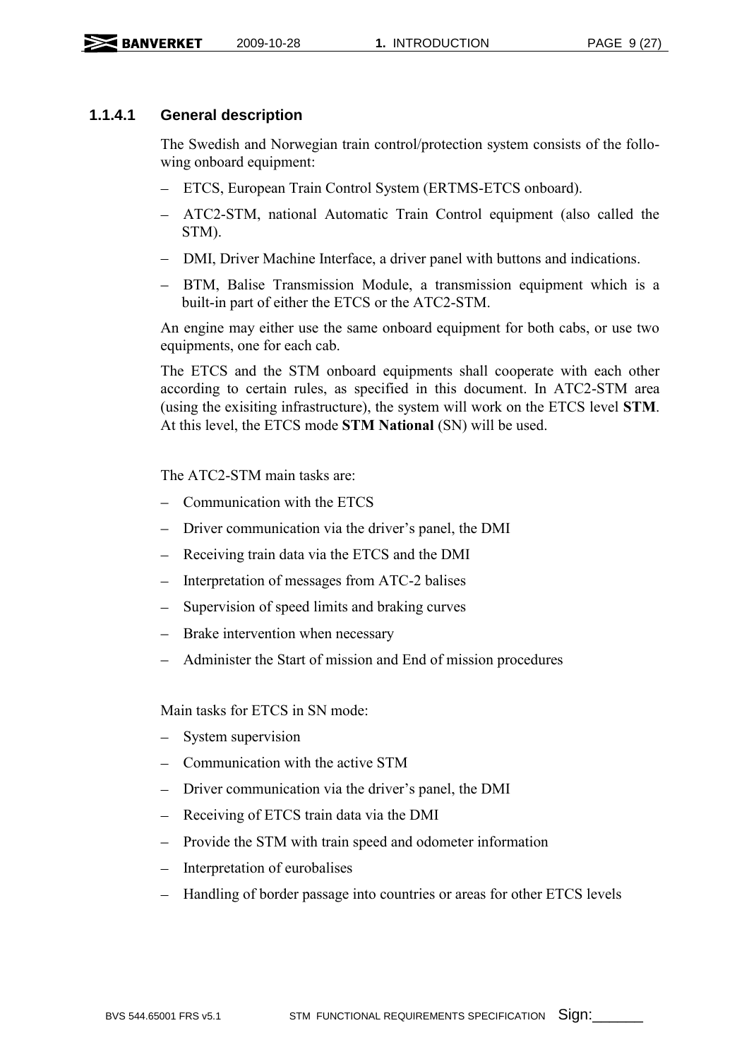#### 1.1.4.1 General description

The Swedish and Norwegian train control/protection system consists of the following onboard equipment:

- ETCS, European Train Control System (ERTMS-ETCS onboard).
- ATC2-STM, national Automatic Train Control equipment (also called the STM).
- DMI, Driver Machine Interface, a driver panel with buttons and indications.
- BTM, Balise Transmission Module, a transmission equipment which is a built-in part of either the ETCS or the ATC2-STM.

An engine may either use the same onboard equipment for both cabs, or use two equipments, one for each cab.

The ETCS and the STM onboard equipments shall cooperate with each other according to certain rules, as specified in this document. In ATC2-STM area (using the exisiting infrastructure), the system will work on the ETCS level **STM**. At this level, the ETCS mode **STM National** (SN) will be used.

The ATC2-STM main tasks are:

- Communication with the ETCS
- Driver communication via the driver's panel, the DMI
- Receiving train data via the ETCS and the DMI
- Interpretation of messages from ATC-2 balises
- Supervision of speed limits and braking curves
- Brake intervention when necessary
- Administer the Start of mission and End of mission procedures

Main tasks for ETCS in SN mode:

- System supervision
- Communication with the active STM
- Driver communication via the driver's panel, the DMI
- Receiving of ETCS train data via the DMI
- Provide the STM with train speed and odometer information
- Interpretation of eurobalises
- Handling of border passage into countries or areas for other ETCS levels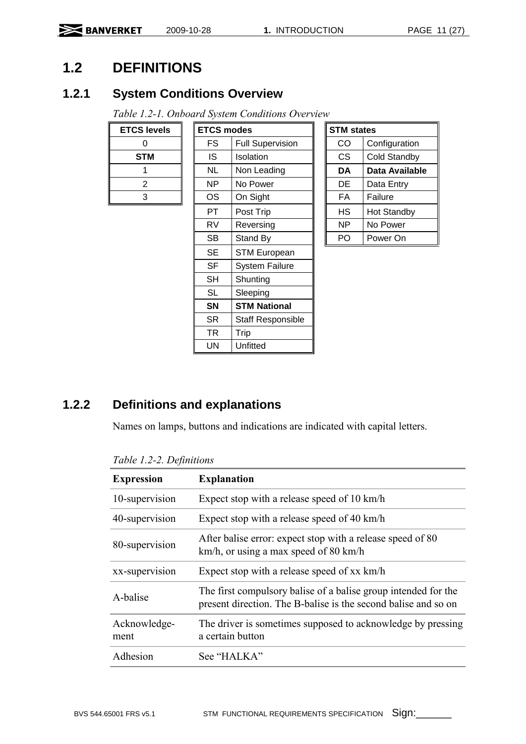## 1.2 DEFINITIONS

### 1.2.1 System Conditions Overview

*Table 1.2-1. Onboard System Conditions Overview*

| ETCS levels |
|---|
| 0 |
| **STM** |
| 1 |
| 2 |
| 3 |

| ETCS modes | |
|---|---|
| FS | Full Supervision |
| IS | Isolation |
| NL | Non Leading |
| NP | No Power |
| OS | On Sight |
| PT | Post Trip |
| RV | Reversing |
| SB | Stand By |
| SE | STM European |
| SF | System Failure |
| SH | Shunting |
| SL | Sleeping |
| **SN** | **STM National** |
| SR | Staff Responsible |
| TR | Trip |
| UN | Unfitted |

| STM states | |
|---|---|
| CO | Configuration |
| CS | Cold Standby |
| **DA** | **Data Available** |
| DE | Data Entry |
| FA | Failure |
| HS | Hot Standby |
| NP | No Power |
| PO | Power On |

### 1.2.2 Definitions and explanations

Names on lamps, buttons and indications are indicated with capital letters.

*Table 1.2-2. Definitions*

| Expression | Explanation |
|---|---|
| 10-supervision | Expect stop with a release speed of 10 km/h |
| 40-supervision | Expect stop with a release speed of 40 km/h |
| 80-supervision | After balise error: expect stop with a release speed of 80 km/h, or using a max speed of 80 km/h |
| xx-supervision | Expect stop with a release speed of xx km/h |
| A-balise | The first compulsory balise of a balise group intended for the present direction. The B-balise is the second balise and so on |
| Acknowledge-ment | The driver is sometimes supposed to acknowledge by pressing a certain button |
| Adhesion | See "HALKA" |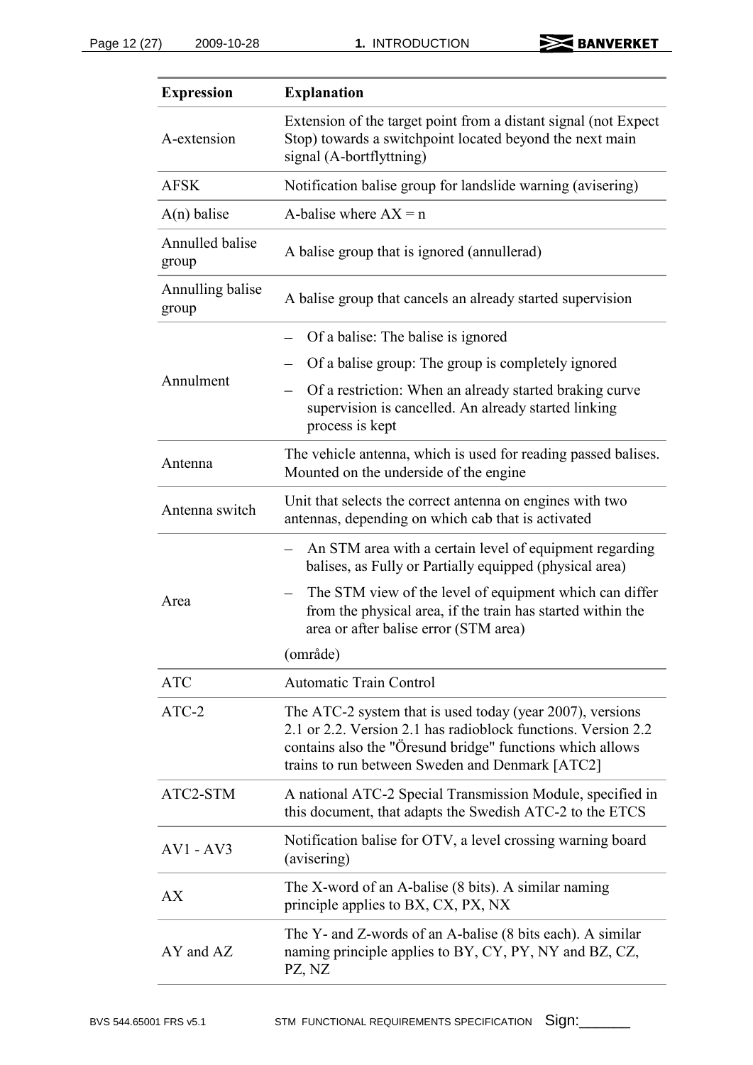| Expression | Explanation |
|---|---|
| A-extension | Extension of the target point from a distant signal (not Expect Stop) towards a switchpoint located beyond the next main signal (A-bortflyttning) |
| AFSK | Notification balise group for landslide warning (avisering) |
| A(n) balise | A-balise where AX = n |
| Annulled balise group | A balise group that is ignored (annullerad) |
| Annulling balise group | A balise group that cancels an already started supervision |
| Annulment | – Of a balise: The balise is ignored<br>– Of a balise group: The group is completely ignored<br>– Of a restriction: When an already started braking curve supervision is cancelled. An already started linking process is kept |
| Antenna | The vehicle antenna, which is used for reading passed balises. Mounted on the underside of the engine |
| Antenna switch | Unit that selects the correct antenna on engines with two antennas, depending on which cab that is activated |
| Area | – An STM area with a certain level of equipment regarding balises, as Fully or Partially equipped (physical area)<br>– The STM view of the level of equipment which can differ from the physical area, if the train has started within the area or after balise error (STM area)<br>(område) |
| ATC | Automatic Train Control |
| ATC-2 | The ATC-2 system that is used today (year 2007), versions 2.1 or 2.2. Version 2.1 has radioblock functions. Version 2.2 contains also the "Öresund bridge" functions which allows trains to run between Sweden and Denmark [ATC2] |
| ATC2-STM | A national ATC-2 Special Transmission Module, specified in this document, that adapts the Swedish ATC-2 to the ETCS |
| AV1 - AV3 | Notification balise for OTV, a level crossing warning board (avisering) |
| AX | The X-word of an A-balise (8 bits). A similar naming principle applies to BX, CX, PX, NX |
| AY and AZ | The Y- and Z-words of an A-balise (8 bits each). A similar naming principle applies to BY, CY, PY, NY and BZ, CZ, PZ, NZ |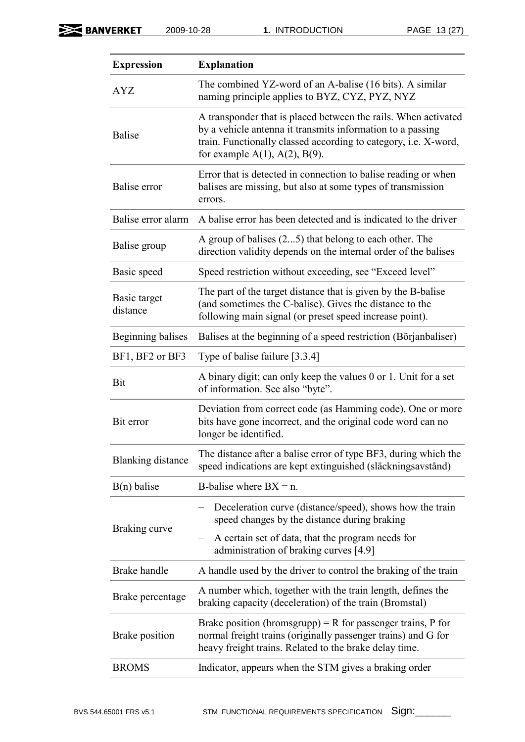| Expression | Explanation |
|---|---|
| AYZ | The combined YZ-word of an A-balise (16 bits). A similar naming principle applies to BYZ, CYZ, PYZ, NYZ |
| Balise | A transponder that is placed between the rails. When activated by a vehicle antenna it transmits information to a passing train. Functionally classed according to category, i.e. X-word, for example A(1), A(2), B(9). |
| Balise error | Error that is detected in connection to balise reading or when balises are missing, but also at some types of transmission errors. |
| Balise error alarm | A balise error has been detected and is indicated to the driver |
| Balise group | A group of balises (2...5) that belong to each other. The direction validity depends on the internal order of the balises |
| Basic speed | Speed restriction without exceeding, see “Exceed level” |
| Basic target distance | The part of the target distance that is given by the B-balise (and sometimes the C-balise). Gives the distance to the following main signal (or preset speed increase point). |
| Beginning balises | Balises at the beginning of a speed restriction (Börjanbaliser) |
| BF1, BF2 or BF3 | Type of balise failure [3.3.4] |
| Bit | A binary digit; can only keep the values 0 or 1. Unit for a set of information. See also “byte”. |
| Bit error | Deviation from correct code (as Hamming code). One or more bits have gone incorrect, and the original code word can no longer be identified. |
| Blanking distance | The distance after a balise error of type BF3, during which the speed indications are kept extinguished (släckningsavstånd) |
| B(n) balise | B-balise where BX = n. |
| Braking curve | – Deceleration curve (distance/speed), shows how the train speed changes by the distance during braking<br>– A certain set of data, that the program needs for administration of braking curves [4.9] |
| Brake handle | A handle used by the driver to control the braking of the train |
| Brake percentage | A number which, together with the train length, defines the braking capacity (deceleration) of the train (Bromstal) |
| Brake position | Brake position (bromsgrupp) = R for passenger trains, P for normal freight trains (originally passenger trains) and G for heavy freight trains. Related to the brake delay time. |
| BROMS | Indicator, appears when the STM gives a braking order |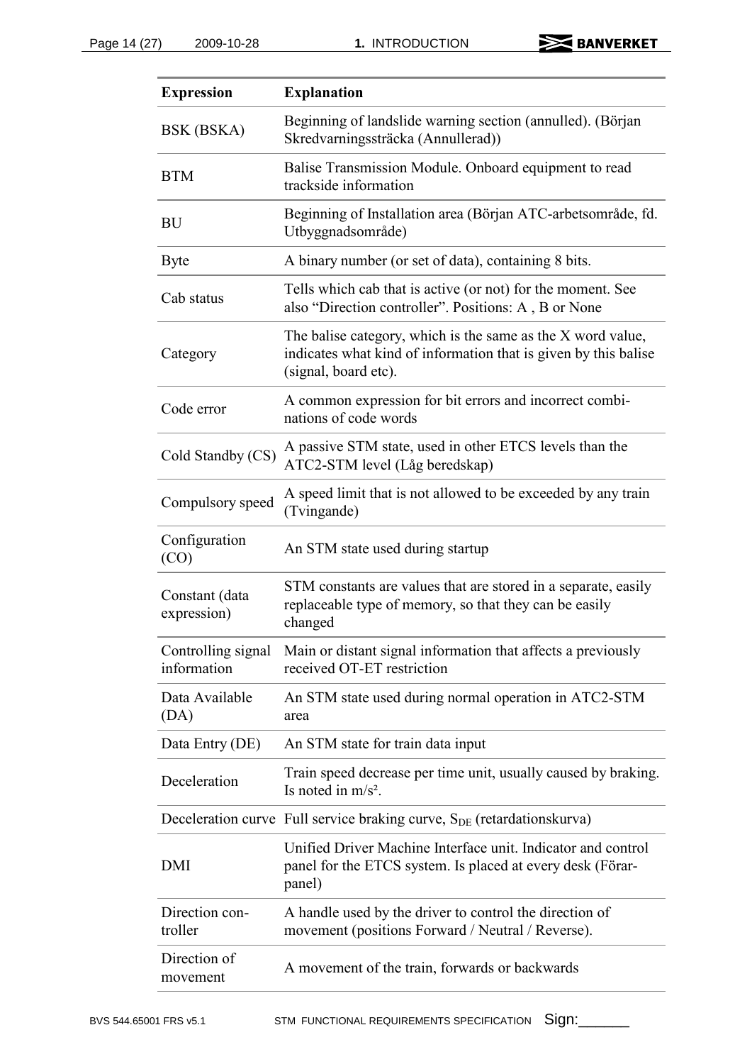| Expression | Explanation |
|---|---|
| BSK (BSKA) | Beginning of landslide warning section (annulled). (Början Skredvarningssträcka (Annullerad)) |
| BTM | Balise Transmission Module. Onboard equipment to read trackside information |
| BU | Beginning of Installation area (Början ATC-arbetsområde, fd. Utbyggnadsområde) |
| Byte | A binary number (or set of data), containing 8 bits. |
| Cab status | Tells which cab that is active (or not) for the moment. See also “Direction controller”. Positions: A , B or None |
| Category | The balise category, which is the same as the X word value, indicates what kind of information that is given by this balise (signal, board etc). |
| Code error | A common expression for bit errors and incorrect combinations of code words |
| Cold Standby (CS) | A passive STM state, used in other ETCS levels than the ATC2-STM level (Låg beredskap) |
| Compulsory speed | A speed limit that is not allowed to be exceeded by any train (Tvingande) |
| Configuration (CO) | An STM state used during startup |
| Constant (data expression) | STM constants are values that are stored in a separate, easily replaceable type of memory, so that they can be easily changed |
| Controlling signal information | Main or distant signal information that affects a previously received OT-ET restriction |
| Data Available (DA) | An STM state used during normal operation in ATC2-STM area |
| Data Entry (DE) | An STM state for train data input |
| Deceleration | Train speed decrease per time unit, usually caused by braking. Is noted in m/s². |
| Deceleration curve | Full service braking curve, $S_{DE}$ (retardationskurva) |
| DMI | Unified Driver Machine Interface unit. Indicator and control panel for the ETCS system. Is placed at every desk (Förarpanel) |
| Direction controller | A handle used by the driver to control the direction of movement (positions Forward / Neutral / Reverse). |
| Direction of movement | A movement of the train, forwards or backwards |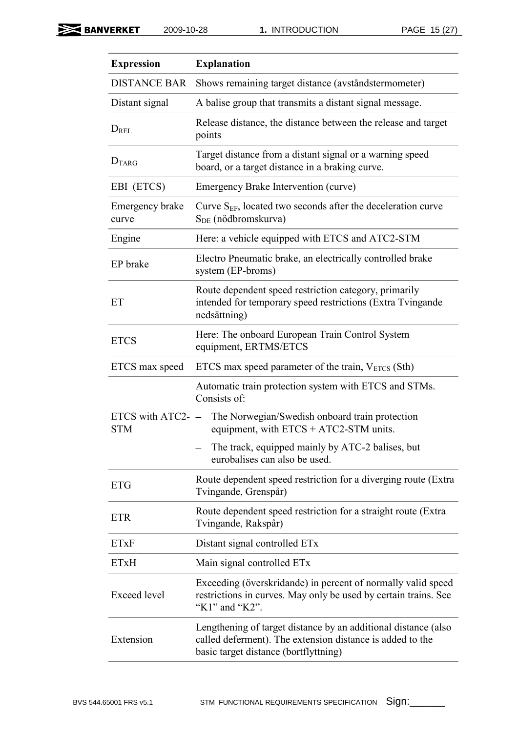| Expression | Explanation |
|---|---|
| DISTANCE BAR | Shows remaining target distance (avståndstermometer) |
| Distant signal | A balise group that transmits a distant signal message. |
| $D_{REL}$ | Release distance, the distance between the release and target points |
| $D_{TARG}$ | Target distance from a distant signal or a warning speed board, or a target distance in a braking curve. |
| EBI (ETCS) | Emergency Brake Intervention (curve) |
| Emergency brake curve | Curve $S_{EF}$, located two seconds after the deceleration curve $S_{DE}$ (nödbromskurva) |
| Engine | Here: a vehicle equipped with ETCS and ATC2-STM |
| EP brake | Electro Pneumatic brake, an electrically controlled brake system (EP-broms) |
| ET | Route dependent speed restriction category, primarily intended for temporary speed restrictions (Extra Tvingande nedsättning) |
| ETCS | Here: The onboard European Train Control System equipment, ERTMS/ETCS |
| ETCS max speed | ETCS max speed parameter of the train, $V_{ETCS}$ (Sth) |
| ETCS with ATC2-STM | Automatic train protection system with ETCS and STMs. Consists of: <br>– The Norwegian/Swedish onboard train protection equipment, with ETCS + ATC2-STM units. <br>– The track, equipped mainly by ATC-2 balises, but eurobalises can also be used. |
| ETG | Route dependent speed restriction for a diverging route (Extra Tvingande, Grenspår) |
| ETR | Route dependent speed restriction for a straight route (Extra Tvingande, Rakspår) |
| ETxF | Distant signal controlled ETx |
| ETxH | Main signal controlled ETx |
| Exceed level | Exceeding (överskridande) in percent of normally valid speed restrictions in curves. May only be used by certain trains. See "K1" and "K2". |
| Extension | Lengthening of target distance by an additional distance (also called deferment). The extension distance is added to the basic target distance (bortflyttning) |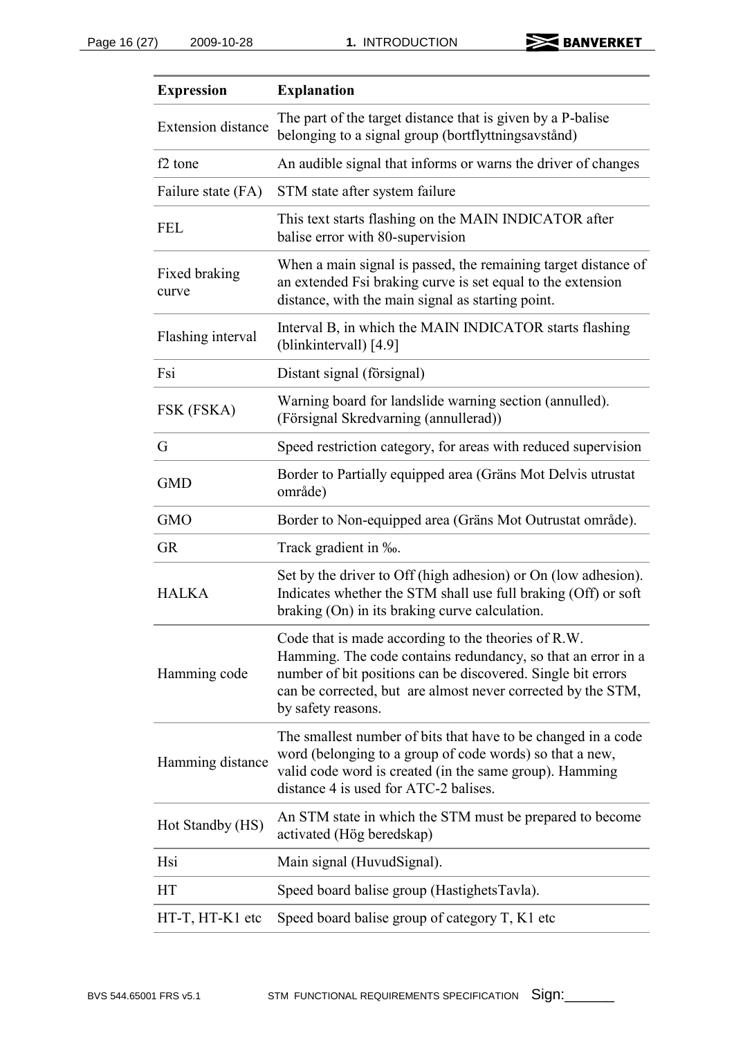| Expression | Explanation |
|---|---|
| Extension distance | The part of the target distance that is given by a P-balise belonging to a signal group (bortflyttningsavstånd) |
| f2 tone | An audible signal that informs or warns the driver of changes |
| Failure state (FA) | STM state after system failure |
| FEL | This text starts flashing on the MAIN INDICATOR after balise error with 80-supervision |
| Fixed braking curve | When a main signal is passed, the remaining target distance of an extended Fsi braking curve is set equal to the extension distance, with the main signal as starting point. |
| Flashing interval | Interval B, in which the MAIN INDICATOR starts flashing (blinkintervall) [4.9] |
| Fsi | Distant signal (försignal) |
| FSK (FSKA) | Warning board for landslide warning section (annulled). (Försignal Skredvarning (annullerad)) |
| G | Speed restriction category, for areas with reduced supervision |
| GMD | Border to Partially equipped area (Gräns Mot Delvis utrustat område) |
| GMO | Border to Non-equipped area (Gräns Mot Outrustat område). |
| GR | Track gradient in ‰. |
| HALKA | Set by the driver to Off (high adhesion) or On (low adhesion). Indicates whether the STM shall use full braking (Off) or soft braking (On) in its braking curve calculation. |
| Hamming code | Code that is made according to the theories of R.W. Hamming. The code contains redundancy, so that an error in a number of bit positions can be discovered. Single bit errors can be corrected, but are almost never corrected by the STM, by safety reasons. |
| Hamming distance | The smallest number of bits that have to be changed in a code word (belonging to a group of code words) so that a new, valid code word is created (in the same group). Hamming distance 4 is used for ATC-2 balises. |
| Hot Standby (HS) | An STM state in which the STM must be prepared to become activated (Hög beredskap) |
| Hsi | Main signal (HuvudSignal). |
| HT | Speed board balise group (HastighetsTavla). |
| HT-T, HT-K1 etc | Speed board balise group of category T, K1 etc |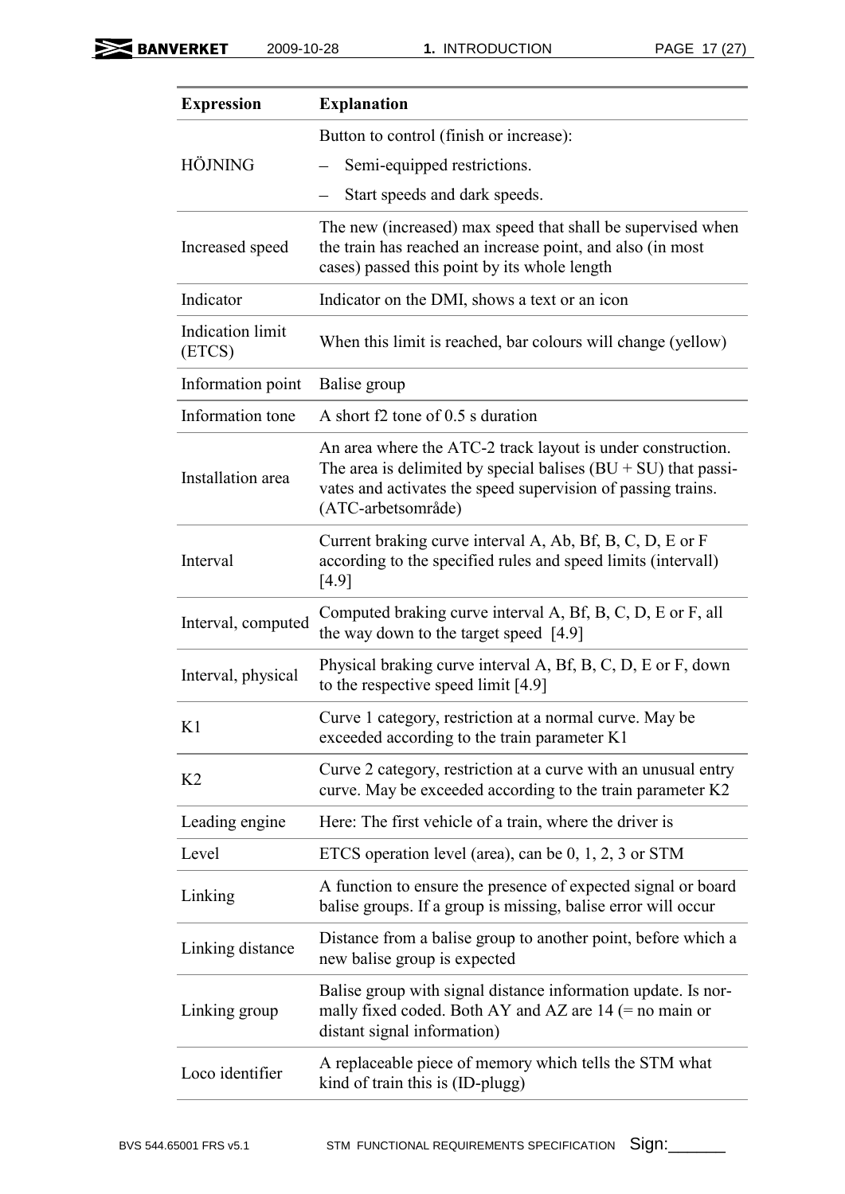| Expression | Explanation |
|---|---|
| HÖJNING | Button to control (finish or increase):<br>– Semi-equipped restrictions.<br>– Start speeds and dark speeds. |
| Increased speed | The new (increased) max speed that shall be supervised when the train has reached an increase point, and also (in most cases) passed this point by its whole length |
| Indicator | Indicator on the DMI, shows a text or an icon |
| Indication limit (ETCS) | When this limit is reached, bar colours will change (yellow) |
| Information point | Balise group |
| Information tone | A short f2 tone of 0.5 s duration |
| Installation area | An area where the ATC-2 track layout is under construction. The area is delimited by special balises (BU + SU) that passivates and activates the speed supervision of passing trains. (ATC-arbetsområde) |
| Interval | Current braking curve interval A, Ab, Bf, B, C, D, E or F according to the specified rules and speed limits (intervall) [4.9] |
| Interval, computed | Computed braking curve interval A, Bf, B, C, D, E or F, all the way down to the target speed [4.9] |
| Interval, physical | Physical braking curve interval A, Bf, B, C, D, E or F, down to the respective speed limit [4.9] |
| K1 | Curve 1 category, restriction at a normal curve. May be exceeded according to the train parameter K1 |
| K2 | Curve 2 category, restriction at a curve with an unusual entry curve. May be exceeded according to the train parameter K2 |
| Leading engine | Here: The first vehicle of a train, where the driver is |
| Level | ETCS operation level (area), can be 0, 1, 2, 3 or STM |
| Linking | A function to ensure the presence of expected signal or board balise groups. If a group is missing, balise error will occur |
| Linking distance | Distance from a balise group to another point, before which a new balise group is expected |
| Linking group | Balise group with signal distance information update. Is normally fixed coded. Both AY and AZ are 14 (= no main or distant signal information) |
| Loco identifier | A replaceable piece of memory which tells the STM what kind of train this is (ID-plugg) |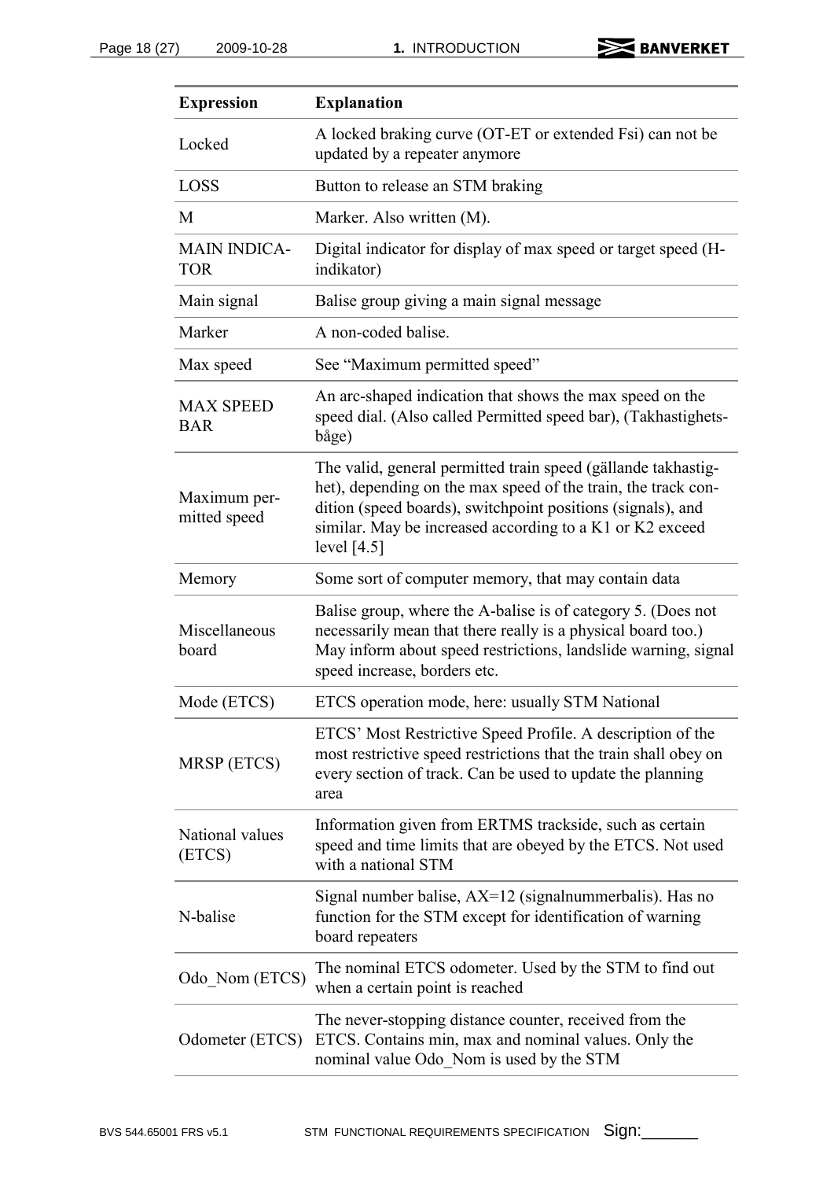| Expression | Explanation |
|---|---|
| Locked | A locked braking curve (OT-ET or extended Fsi) can not be updated by a repeater anymore |
| LOSS | Button to release an STM braking |
| M | Marker. Also written (M). |
| MAIN INDICATOR | Digital indicator for display of max speed or target speed (H-indikator) |
| Main signal | Balise group giving a main signal message |
| Marker | A non-coded balise. |
| Max speed | See "Maximum permitted speed" |
| MAX SPEED BAR | An arc-shaped indication that shows the max speed on the speed dial. (Also called Permitted speed bar), (Takhastighetsbåge) |
| Maximum permitted speed | The valid, general permitted train speed (gällande takhastighet), depending on the max speed of the train, the track condition (speed boards), switchpoint positions (signals), and similar. May be increased according to a K1 or K2 exceed level [4.5] |
| Memory | Some sort of computer memory, that may contain data |
| Miscellaneous board | Balise group, where the A-balise is of category 5. (Does not necessarily mean that there really is a physical board too.) May inform about speed restrictions, landslide warning, signal speed increase, borders etc. |
| Mode (ETCS) | ETCS operation mode, here: usually STM National |
| MRSP (ETCS) | ETCS' Most Restrictive Speed Profile. A description of the most restrictive speed restrictions that the train shall obey on every section of track. Can be used to update the planning area |
| National values (ETCS) | Information given from ERTMS trackside, such as certain speed and time limits that are obeyed by the ETCS. Not used with a national STM |
| N-balise | Signal number balise, AX=12 (signalnummerbalis). Has no function for the STM except for identification of warning board repeaters |
| Odo_Nom (ETCS) | The nominal ETCS odometer. Used by the STM to find out when a certain point is reached |
| Odometer (ETCS) | The never-stopping distance counter, received from the ETCS. Contains min, max and nominal values. Only the nominal value Odo_Nom is used by the STM |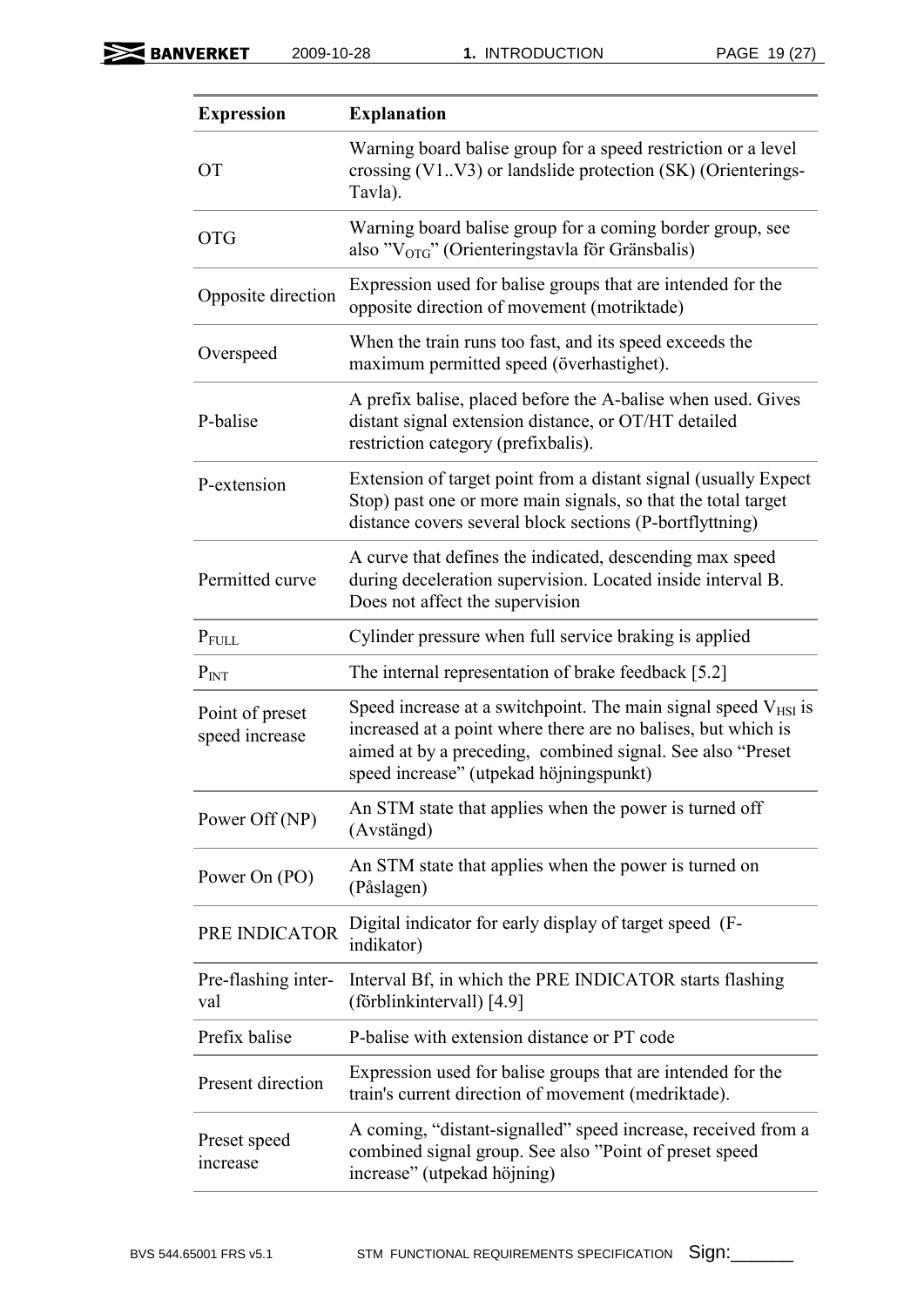| Expression | Explanation |
|---|---|
| OT | Warning board balise group for a speed restriction or a level crossing (V1..V3) or landslide protection (SK) (Orienterings-Tavla). |
| OTG | Warning board balise group for a coming border group, see also ”$V_{OTG}$” (Orienteringstavla för Gränsbalis) |
| Opposite direction | Expression used for balise groups that are intended for the opposite direction of movement (motriktade) |
| Overspeed | When the train runs too fast, and its speed exceeds the maximum permitted speed (överhastighet). |
| P-balise | A prefix balise, placed before the A-balise when used. Gives distant signal extension distance, or OT/HT detailed restriction category (prefixbalis). |
| P-extension | Extension of target point from a distant signal (usually Expect Stop) past one or more main signals, so that the total target distance covers several block sections (P-bortflyttning) |
| Permitted curve | A curve that defines the indicated, descending max speed during deceleration supervision. Located inside interval B. Does not affect the supervision |
| $P_{FULL}$ | Cylinder pressure when full service braking is applied |
| $P_{INT}$ | The internal representation of brake feedback [5.2] |
| Point of preset speed increase | Speed increase at a switchpoint. The main signal speed $V_{HSI}$ is increased at a point where there are no balises, but which is aimed at by a preceding, combined signal. See also “Preset speed increase” (utpekad höjningspunkt) |
| Power Off (NP) | An STM state that applies when the power is turned off (Avstängd) |
| Power On (PO) | An STM state that applies when the power is turned on (Påslagen) |
| PRE INDICATOR | Digital indicator for early display of target speed (F-indikator) |
| Pre-flashing inter-val | Interval Bf, in which the PRE INDICATOR starts flashing (förblinkintervall) [4.9] |
| Prefix balise | P-balise with extension distance or PT code |
| Present direction | Expression used for balise groups that are intended for the train's current direction of movement (medriktade). |
| Preset speed increase | A coming, “distant-signalled” speed increase, received from a combined signal group. See also ”Point of preset speed increase” (utpekad höjning) |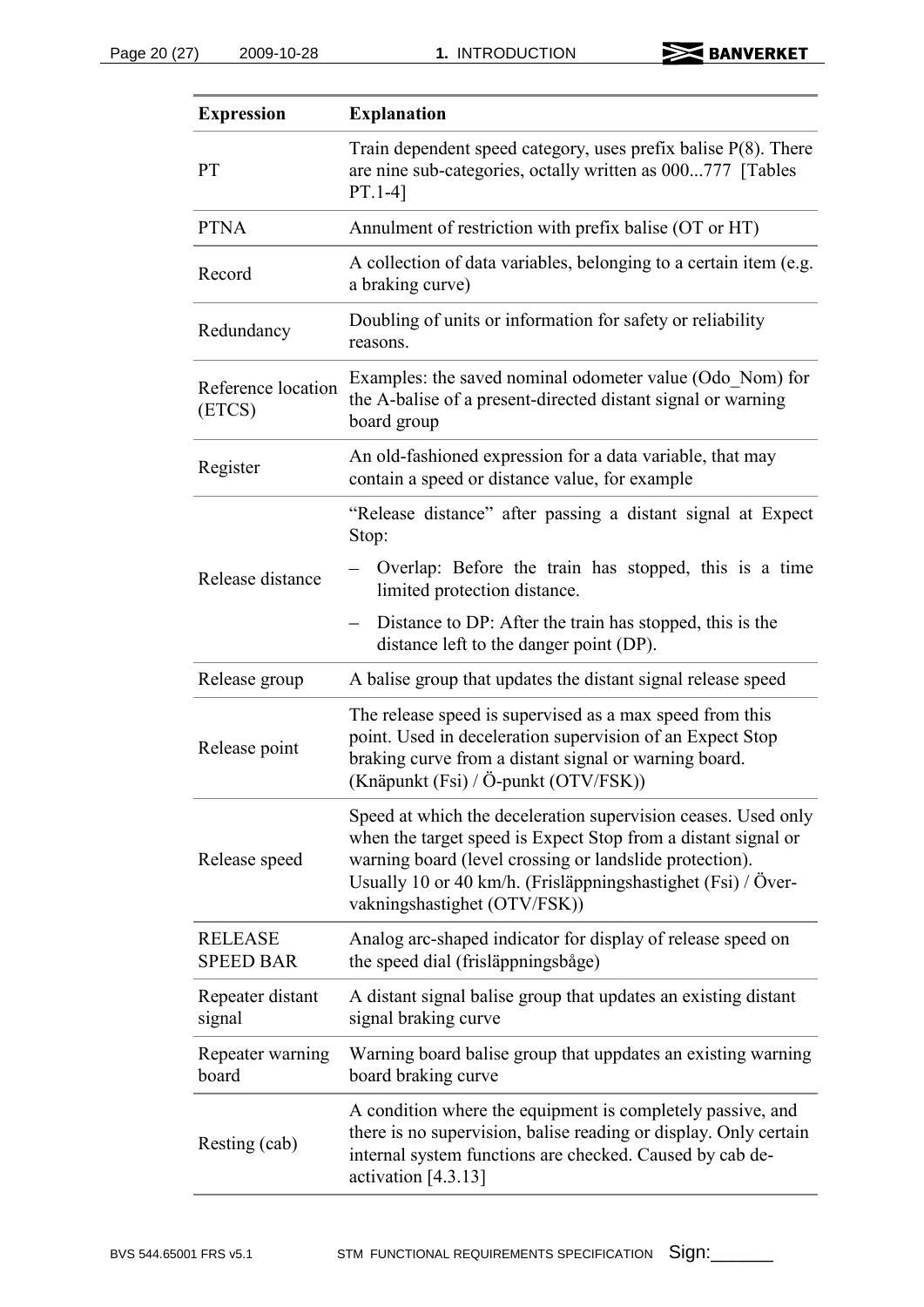| Expression | Explanation |
|---|---|
| PT | Train dependent speed category, uses prefix balise P(8). There are nine sub-categories, octally written as 000...777 [Tables PT.1-4] |
| PTNA | Annulment of restriction with prefix balise (OT or HT) |
| Record | A collection of data variables, belonging to a certain item (e.g. a braking curve) |
| Redundancy | Doubling of units or information for safety or reliability reasons. |
| Reference location (ETCS) | Examples: the saved nominal odometer value (Odo_Nom) for the A-balise of a present-directed distant signal or warning board group |
| Register | An old-fashioned expression for a data variable, that may contain a speed or distance value, for example |
| Release distance | "Release distance" after passing a distant signal at Expect Stop: <br>– Overlap: Before the train has stopped, this is a time limited protection distance. <br>– Distance to DP: After the train has stopped, this is the distance left to the danger point (DP). |
| Release group | A balise group that updates the distant signal release speed |
| Release point | The release speed is supervised as a max speed from this point. Used in deceleration supervision of an Expect Stop braking curve from a distant signal or warning board. (Knäpunkt (Fsi) / Ö-punkt (OTV/FSK)) |
| Release speed | Speed at which the deceleration supervision ceases. Used only when the target speed is Expect Stop from a distant signal or warning board (level crossing or landslide protection). Usually 10 or 40 km/h. (Frisläppningshastighet (Fsi) / Över-vakningshastighet (OTV/FSK)) |
| RELEASE SPEED BAR | Analog arc-shaped indicator for display of release speed on the speed dial (frisläppningsbåge) |
| Repeater distant signal | A distant signal balise group that updates an existing distant signal braking curve |
| Repeater warning board | Warning board balise group that uppdates an existing warning board braking curve |
| Resting (cab) | A condition where the equipment is completely passive, and there is no supervision, balise reading or display. Only certain internal system functions are checked. Caused by cab de-activation [4.3.13] |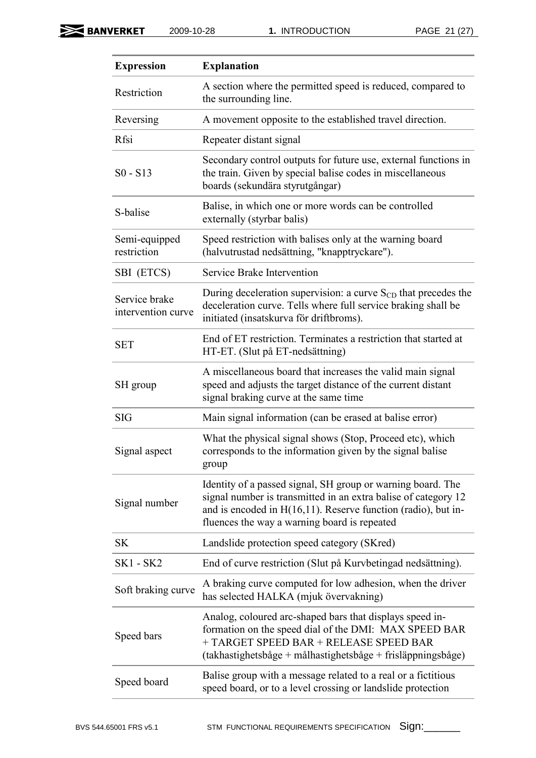| Expression | Explanation |
|---|---|
| Restriction | A section where the permitted speed is reduced, compared to the surrounding line. |
| Reversing | A movement opposite to the established travel direction. |
| Rfsi | Repeater distant signal |
| S0 - S13 | Secondary control outputs for future use, external functions in the train. Given by special balise codes in miscellaneous boards (sekundära styrutgångar) |
| S-balise | Balise, in which one or more words can be controlled externally (styrbar balis) |
| Semi-equipped restriction | Speed restriction with balises only at the warning board (halvutrustad nedsättning, "knapptryckare"). |
| SBI (ETCS) | Service Brake Intervention |
| Service brake intervention curve | During deceleration supervision: a curve $S_{CD}$ that precedes the deceleration curve. Tells where full service braking shall be initiated (insatskurva för driftbroms). |
| SET | End of ET restriction. Terminates a restriction that started at HT-ET. (Slut på ET-nedsättning) |
| SH group | A miscellaneous board that increases the valid main signal speed and adjusts the target distance of the current distant signal braking curve at the same time |
| SIG | Main signal information (can be erased at balise error) |
| Signal aspect | What the physical signal shows (Stop, Proceed etc), which corresponds to the information given by the signal balise group |
| Signal number | Identity of a passed signal, SH group or warning board. The signal number is transmitted in an extra balise of category 12 and is encoded in H(16,11). Reserve function (radio), but in-fluences the way a warning board is repeated |
| SK | Landslide protection speed category (SKred) |
| SK1 - SK2 | End of curve restriction (Slut på Kurvbetingad nedsättning). |
| Soft braking curve | A braking curve computed for low adhesion, when the driver has selected HALKA (mjuk övervakning) |
| Speed bars | Analog, coloured arc-shaped bars that displays speed in-formation on the speed dial of the DMI: MAX SPEED BAR + TARGET SPEED BAR + RELEASE SPEED BAR (takhastighetsbåge + målhastighetsbåge + frisläppningsbåge) |
| Speed board | Balise group with a message related to a real or a fictitious speed board, or to a level crossing or landslide protection |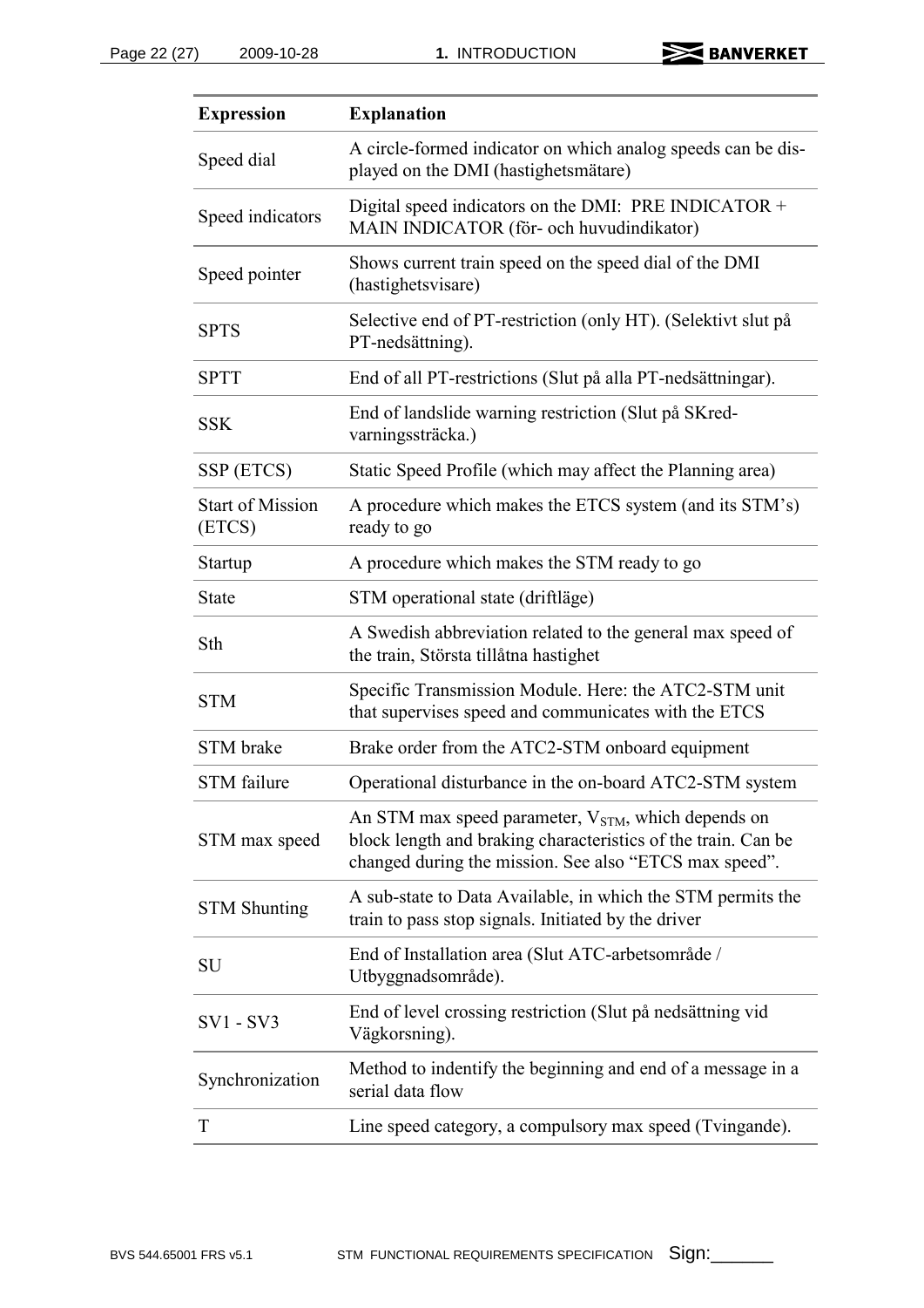| Expression | Explanation |
|---|---|
| Speed dial | A circle-formed indicator on which analog speeds can be displayed on the DMI (hastighetsmätare) |
| Speed indicators | Digital speed indicators on the DMI: PRE INDICATOR + MAIN INDICATOR (för- och huvudindikator) |
| Speed pointer | Shows current train speed on the speed dial of the DMI (hastighetsvisare) |
| SPTS | Selective end of PT-restriction (only HT). (Selektivt slut på PT-nedsättning). |
| SPTT | End of all PT-restrictions (Slut på alla PT-nedsättningar). |
| SSK | End of landslide warning restriction (Slut på SKred-varningssträcka.) |
| SSP (ETCS) | Static Speed Profile (which may affect the Planning area) |
| Start of Mission (ETCS) | A procedure which makes the ETCS system (and its STM's) ready to go |
| Startup | A procedure which makes the STM ready to go |
| State | STM operational state (driftläge) |
| Sth | A Swedish abbreviation related to the general max speed of the train, Största tillåtna hastighet |
| STM | Specific Transmission Module. Here: the ATC2-STM unit that supervises speed and communicates with the ETCS |
| STM brake | Brake order from the ATC2-STM onboard equipment |
| STM failure | Operational disturbance in the on-board ATC2-STM system |
| STM max speed | An STM max speed parameter, $V_{STM}$, which depends on block length and braking characteristics of the train. Can be changed during the mission. See also "ETCS max speed". |
| STM Shunting | A sub-state to Data Available, in which the STM permits the train to pass stop signals. Initiated by the driver |
| SU | End of Installation area (Slut ATC-arbetsområde / Utbyggnadsområde). |
| SV1 - SV3 | End of level crossing restriction (Slut på nedsättning vid Vägkorsning). |
| Synchronization | Method to indentify the beginning and end of a message in a serial data flow |
| T | Line speed category, a compulsory max speed (Tvingande). |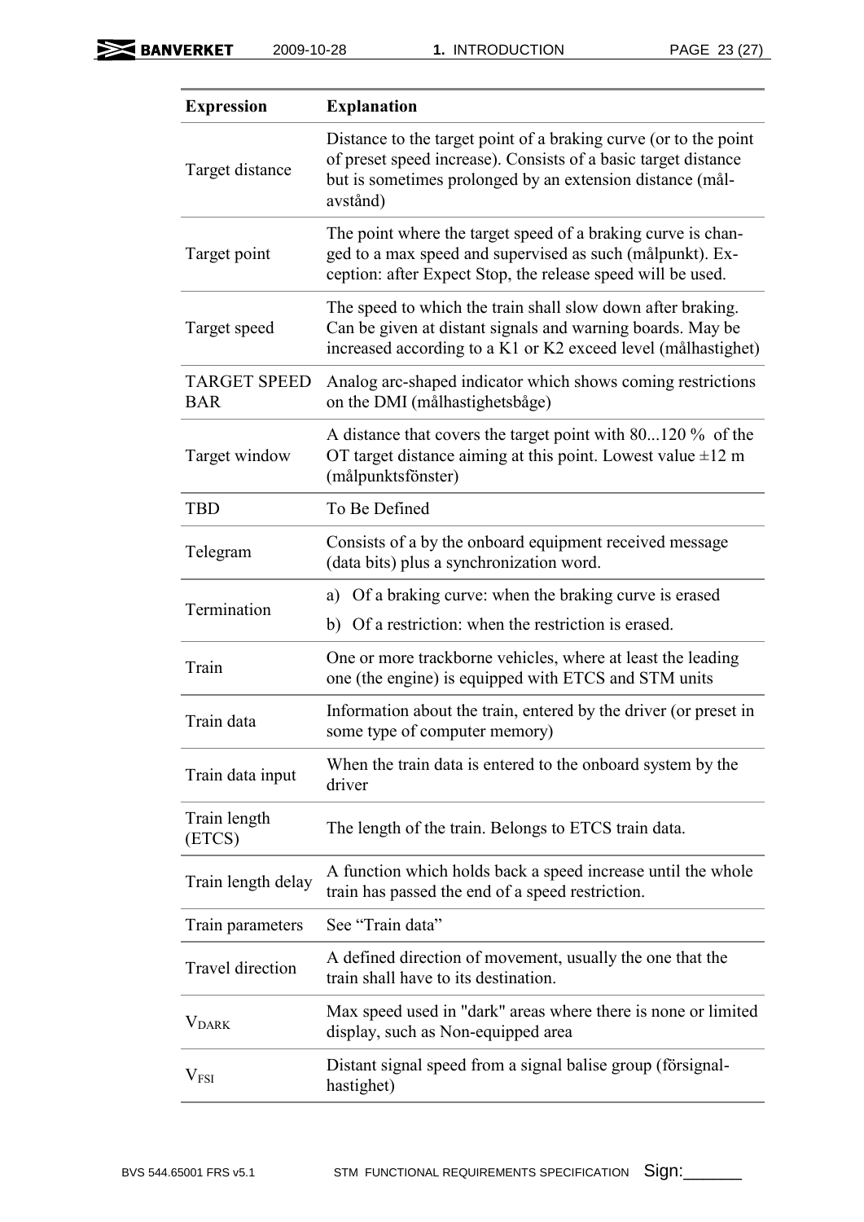| Expression | Explanation |
|---|---|
| Target distance | Distance to the target point of a braking curve (or to the point of preset speed increase). Consists of a basic target distance but is sometimes prolonged by an extension distance (mål-avstånd) |
| Target point | The point where the target speed of a braking curve is changed to a max speed and supervised as such (målpunkt). Exception: after Expect Stop, the release speed will be used. |
| Target speed | The speed to which the train shall slow down after braking. Can be given at distant signals and warning boards. May be increased according to a K1 or K2 exceed level (målhastighet) |
| TARGET SPEED BAR | Analog arc-shaped indicator which shows coming restrictions on the DMI (målhastighetsbåge) |
| Target window | A distance that covers the target point with 80...120 % of the OT target distance aiming at this point. Lowest value ±12 m (målpunktsfönster) |
| TBD | To Be Defined |
| Telegram | Consists of a by the onboard equipment received message (data bits) plus a synchronization word. |
| Termination | a) Of a braking curve: when the braking curve is erased<br>b) Of a restriction: when the restriction is erased. |
| Train | One or more trackborne vehicles, where at least the leading one (the engine) is equipped with ETCS and STM units |
| Train data | Information about the train, entered by the driver (or preset in some type of computer memory) |
| Train data input | When the train data is entered to the onboard system by the driver |
| Train length (ETCS) | The length of the train. Belongs to ETCS train data. |
| Train length delay | A function which holds back a speed increase until the whole train has passed the end of a speed restriction. |
| Train parameters | See “Train data” |
| Travel direction | A defined direction of movement, usually the one that the train shall have to its destination. |
| $V_{DARK}$ | Max speed used in "dark" areas where there is none or limited display, such as Non-equipped area |
| $V_{FSI}$ | Distant signal speed from a signal balise group (försignal-hastighet) |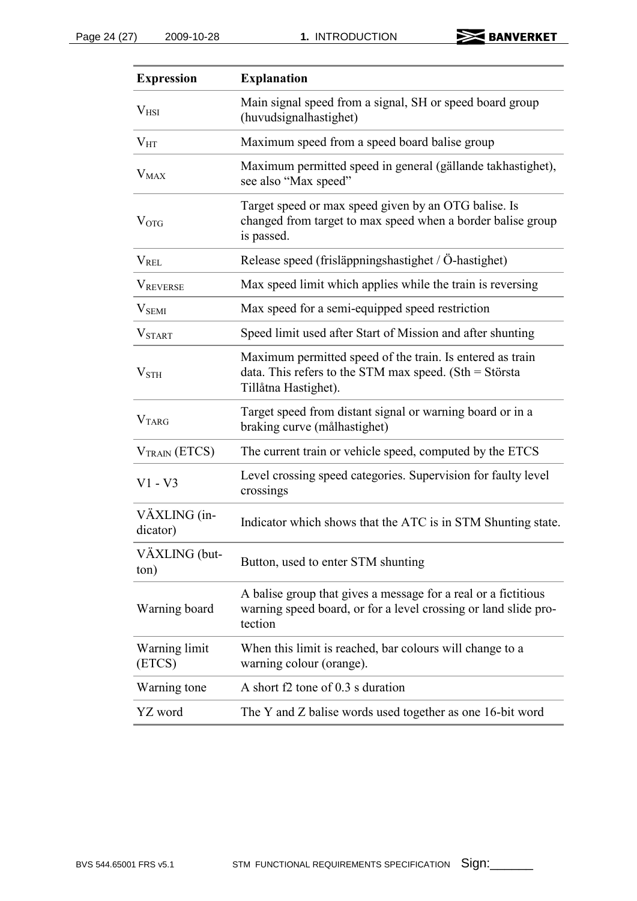| Expression | Explanation |
|---|---|
| $V_{HSI}$ | Main signal speed from a signal, SH or speed board group (huvudsignalhastighet) |
| $V_{HT}$ | Maximum speed from a speed board balise group |
| $V_{MAX}$ | Maximum permitted speed in general (gällande takhastighet), see also “Max speed” |
| $V_{OTG}$ | Target speed or max speed given by an OTG balise. Is changed from target to max speed when a border balise group is passed. |
| $V_{REL}$ | Release speed (frisläppningshastighet / Ö-hastighet) |
| $V_{REVERSE}$ | Max speed limit which applies while the train is reversing |
| $V_{SEMI}$ | Max speed for a semi-equipped speed restriction |
| $V_{START}$ | Speed limit used after Start of Mission and after shunting |
| $V_{STH}$ | Maximum permitted speed of the train. Is entered as train data. This refers to the STM max speed. (Sth = Största Tillåtna Hastighet). |
| $V_{TARG}$ | Target speed from distant signal or warning board or in a braking curve (målhastighet) |
| $V_{TRAIN}$ (ETCS) | The current train or vehicle speed, computed by the ETCS |
| V1 - V3 | Level crossing speed categories. Supervision for faulty level crossings |
| VÄXLING (indicator) | Indicator which shows that the ATC is in STM Shunting state. |
| VÄXLING (button) | Button, used to enter STM shunting |
| Warning board | A balise group that gives a message for a real or a fictitious warning speed board, or for a level crossing or land slide protection |
| Warning limit (ETCS) | When this limit is reached, bar colours will change to a warning colour (orange). |
| Warning tone | A short f2 tone of 0.3 s duration |
| YZ word | The Y and Z balise words used together as one 16-bit word |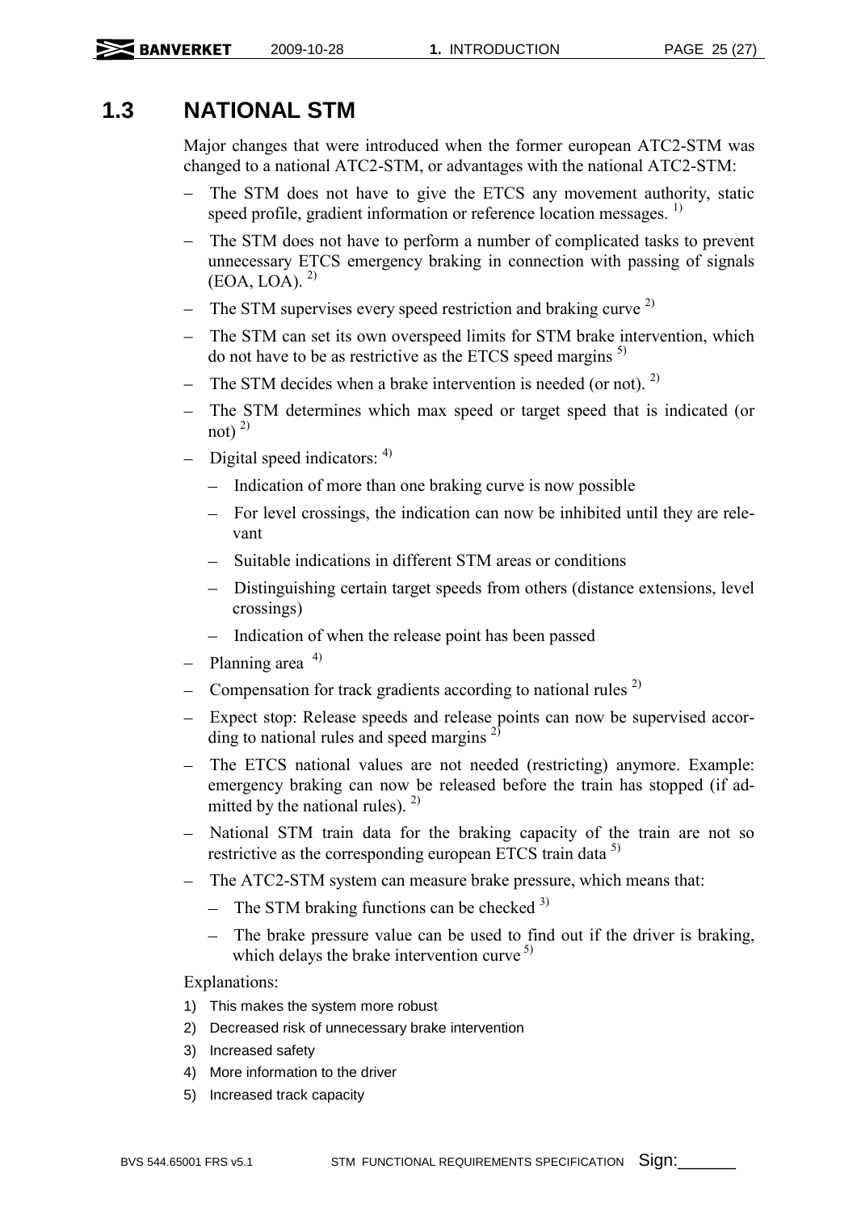## 1.3 NATIONAL STM

Major changes that were introduced when the former european ATC2-STM was changed to a national ATC2-STM, or advantages with the national ATC2-STM:

- The STM does not have to give the ETCS any movement authority, static speed profile, gradient information or reference location messages. [1)]
- The STM does not have to perform a number of complicated tasks to prevent unnecessary ETCS emergency braking in connection with passing of signals (EOA, LOA). [2)]
- The STM supervises every speed restriction and braking curve [2)]
- The STM can set its own overspeed limits for STM brake intervention, which do not have to be as restrictive as the ETCS speed margins [5)]
- The STM decides when a brake intervention is needed (or not). [2)]
- The STM determines which max speed or target speed that is indicated (or not) [2)]
- Digital speed indicators: [4)]
  - Indication of more than one braking curve is now possible
  - For level crossings, the indication can now be inhibited until they are relevant
  - Suitable indications in different STM areas or conditions
  - Distinguishing certain target speeds from others (distance extensions, level crossings)
  - Indication of when the release point has been passed
- Planning area [4)]
- Compensation for track gradients according to national rules [2)]
- Expect stop: Release speeds and release points can now be supervised according to national rules and speed margins [2)]
- The ETCS national values are not needed (restricting) anymore. Example: emergency braking can now be released before the train has stopped (if admitted by the national rules). [2)]
- National STM train data for the braking capacity of the train are not so restrictive as the corresponding european ETCS train data [5)]
- The ATC2-STM system can measure brake pressure, which means that:
  - The STM braking functions can be checked [3)]
  - The brake pressure value can be used to find out if the driver is braking, which delays the brake intervention curve [5)]

Explanations:

1) This makes the system more robust
2) Decreased risk of unnecessary brake intervention
3) Increased safety
4) More information to the driver
5) Increased track capacity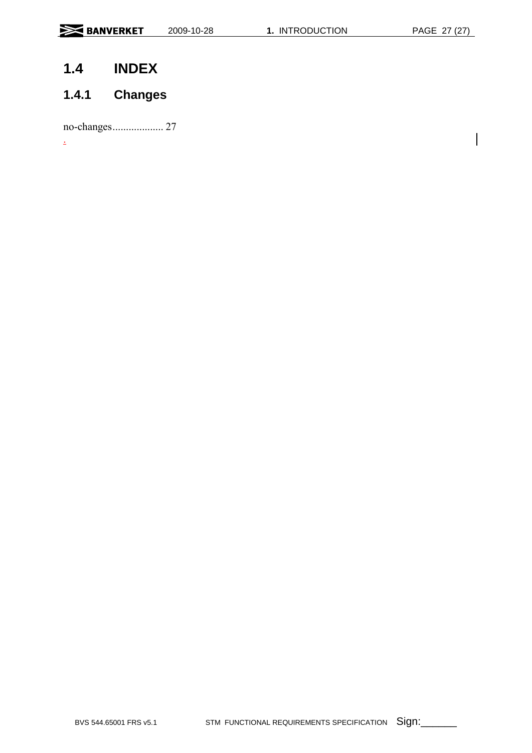## 1.4 INDEX

### 1.4.1 Changes

no-changes.................. 27

.